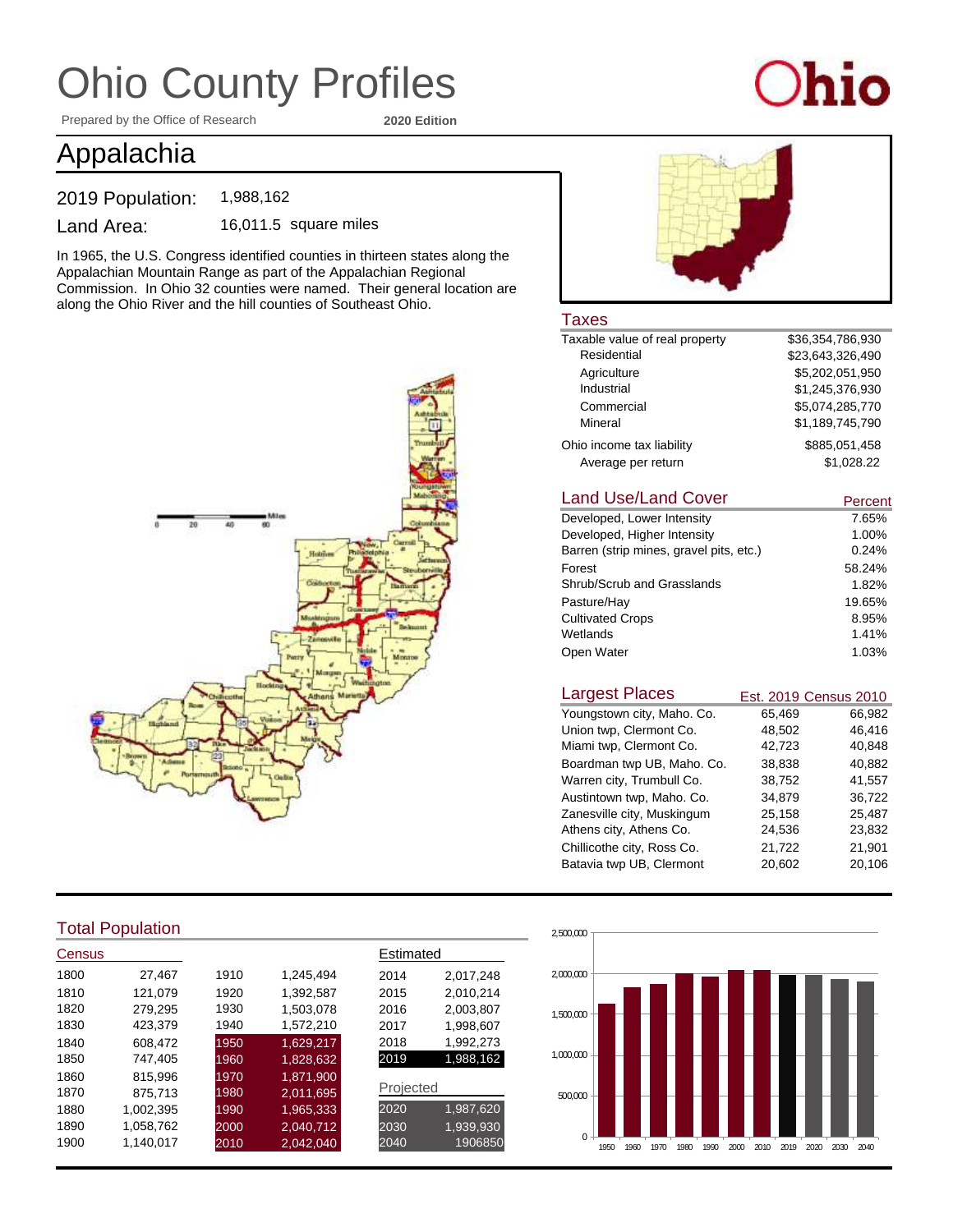# Ohio County Profiles

Prepared by the Office of Research **2020 Edition**

## Appalachia

2019 Population: 1,988,162

Land Area: 16,011.5 square miles

In 1965, the U.S. Congress identified counties in thirteen states along the Appalachian Mountain Range as part of the Appalachian Regional Commission. In Ohio 32 counties were named. Their general location are along the Ohio River and the hill counties of Southeast Ohio.

### Taxes

| | |
|---|---|
| Taxable value of real property | $36,354,786,930 |
| Residential | $23,643,326,490 |
| Agriculture | $5,202,051,950 |
| Industrial | $1,245,376,930 |
| Commercial | $5,074,285,770 |
| Mineral | $1,189,745,790 |
| Ohio income tax liability | $885,051,458 |
| Average per return | $1,028.22 |

### Land Use/Land Cover

| | Percent |
|---|---|
| Developed, Lower Intensity | 7.65% |
| Developed, Higher Intensity | 1.00% |
| Barren (strip mines, gravel pits, etc.) | 0.24% |
| Forest | 58.24% |
| Shrub/Scrub and Grasslands | 1.82% |
| Pasture/Hay | 19.65% |
| Cultivated Crops | 8.95% |
| Wetlands | 1.41% |
| Open Water | 1.03% |

### Largest Places

| | Est. 2019 | Census 2010 |
|---|---|---|
| Youngstown city, Maho. Co. | 65,469 | 66,982 |
| Union twp, Clermont Co. | 48,502 | 46,416 |
| Miami twp, Clermont Co. | 42,723 | 40,848 |
| Boardman twp UB, Maho. Co. | 38,838 | 40,882 |
| Warren city, Trumbull Co. | 38,752 | 41,557 |
| Austintown twp, Maho. Co. | 34,879 | 36,722 |
| Zanesville city, Muskingum | 25,158 | 25,487 |
| Athens city, Athens Co. | 24,536 | 23,832 |
| Chillicothe city, Ross Co. | 21,722 | 21,901 |
| Batavia twp UB, Clermont | 20,602 | 20,106 |

### Total Population

| Census | | | | Estimated | |
|---|---|---|---|---|---|
| 1800 | 27,467 | 1910 | 1,245,494 | 2014 | 2,017,248 |
| 1810 | 121,079 | 1920 | 1,392,587 | 2015 | 2,010,214 |
| 1820 | 279,295 | 1930 | 1,503,078 | 2016 | 2,003,807 |
| 1830 | 423,379 | 1940 | 1,572,210 | 2017 | 1,998,607 |
| 1840 | 608,472 | 1950 | 1,629,217 | 2018 | 1,992,273 |
| 1850 | 747,405 | 1960 | 1,828,632 | 2019 | 1,988,162 |
| 1860 | 815,996 | 1970 | 1,871,900 | **Projected** | |
| 1870 | 875,713 | 1980 | 2,011,695 | 2020 | 1,987,620 |
| 1880 | 1,002,395 | 1990 | 1,965,333 | 2030 | 1,939,930 |
| 1890 | 1,058,762 | 2000 | 2,040,712 | 2040 | 1906850 |
| 1900 | 1,140,017 | 2010 | 2,042,040 | | |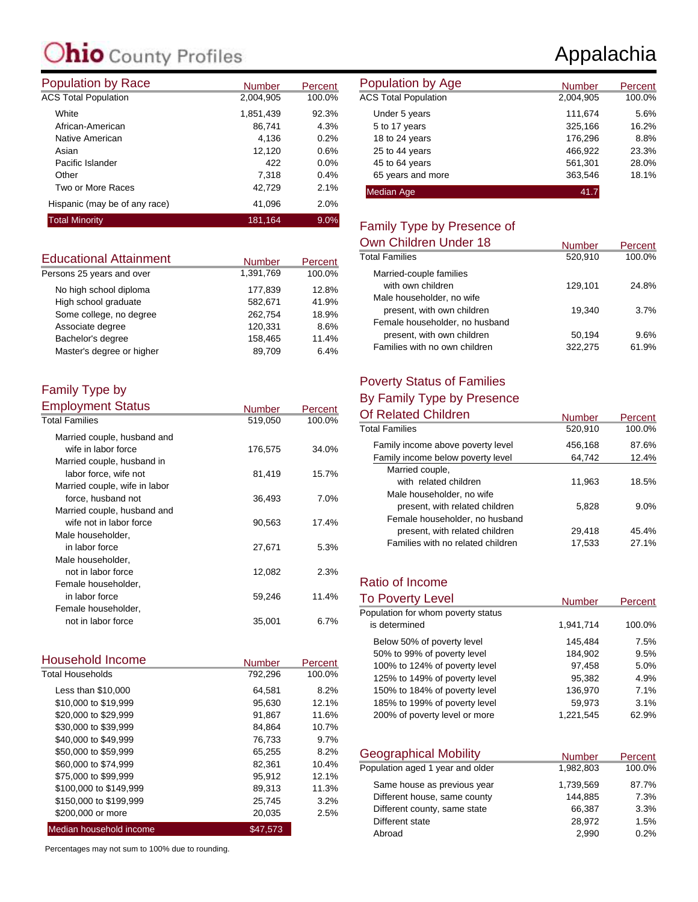# Ohio County Profiles

# Appalachia

## Population by Race

| | Number | Percent |
|---|---|---|
| ACS Total Population | 2,004,905 | 100.0% |
| White | 1,851,439 | 92.3% |
| African-American | 86,741 | 4.3% |
| Native American | 4,136 | 0.2% |
| Asian | 12,120 | 0.6% |
| Pacific Islander | 422 | 0.0% |
| Other | 7,318 | 0.4% |
| Two or More Races | 42,729 | 2.1% |
| Hispanic (may be of any race) | 41,096 | 2.0% |
| Total Minority | 181,164 | 9.0% |

## Educational Attainment

| | Number | Percent |
|---|---|---|
| Persons 25 years and over | 1,391,769 | 100.0% |
| No high school diploma | 177,839 | 12.8% |
| High school graduate | 582,671 | 41.9% |
| Some college, no degree | 262,754 | 18.9% |
| Associate degree | 120,331 | 8.6% |
| Bachelor's degree | 158,465 | 11.4% |
| Master's degree or higher | 89,709 | 6.4% |

## Family Type by Employment Status

| | Number | Percent |
|---|---|---|
| Total Families | 519,050 | 100.0% |
| Married couple, husband and wife in labor force | 176,575 | 34.0% |
| Married couple, husband in labor force, wife not | 81,419 | 15.7% |
| Married couple, wife in labor force, husband not | 36,493 | 7.0% |
| Married couple, husband and wife not in labor force | 90,563 | 17.4% |
| Male householder, in labor force | 27,671 | 5.3% |
| Male householder, not in labor force | 12,082 | 2.3% |
| Female householder, in labor force | 59,246 | 11.4% |
| Female householder, not in labor force | 35,001 | 6.7% |

## Household Income

| | Number | Percent |
|---|---|---|
| Total Households | 792,296 | 100.0% |
| Less than $10,000 | 64,581 | 8.2% |
| $10,000 to $19,999 | 95,630 | 12.1% |
| $20,000 to $29,999 | 91,867 | 11.6% |
| $30,000 to $39,999 | 84,864 | 10.7% |
| $40,000 to $49,999 | 76,733 | 9.7% |
| $50,000 to $59,999 | 65,255 | 8.2% |
| $60,000 to $74,999 | 82,361 | 10.4% |
| $75,000 to $99,999 | 95,912 | 12.1% |
| $100,000 to $149,999 | 89,313 | 11.3% |
| $150,000 to $199,999 | 25,745 | 3.2% |
| $200,000 or more | 20,035 | 2.5% |
| Median household income | $47,573 | |

Percentages may not sum to 100% due to rounding.

## Population by Age

| | Number | Percent |
|---|---|---|
| ACS Total Population | 2,004,905 | 100.0% |
| Under 5 years | 111,674 | 5.6% |
| 5 to 17 years | 325,166 | 16.2% |
| 18 to 24 years | 176,296 | 8.8% |
| 25 to 44 years | 466,922 | 23.3% |
| 45 to 64 years | 561,301 | 28.0% |
| 65 years and more | 363,546 | 18.1% |
| Median Age | 41.7 | |

## Family Type by Presence of Own Children Under 18

| | Number | Percent |
|---|---|---|
| Total Families | 520,910 | 100.0% |
| Married-couple families with own children | 129,101 | 24.8% |
| Male householder, no wife present, with own children | 19,340 | 3.7% |
| Female householder, no husband present, with own children | 50,194 | 9.6% |
| Families with no own children | 322,275 | 61.9% |

## Poverty Status of Families By Family Type by Presence Of Related Children

| | Number | Percent |
|---|---|---|
| Total Families | 520,910 | 100.0% |
| Family income above poverty level | 456,168 | 87.6% |
| Family income below poverty level | 64,742 | 12.4% |
| Married couple, with related children | 11,963 | 18.5% |
| Male householder, no wife present, with related children | 5,828 | 9.0% |
| Female householder, no husband present, with related children | 29,418 | 45.4% |
| Families with no related children | 17,533 | 27.1% |

## Ratio of Income To Poverty Level

| | Number | Percent |
|---|---|---|
| Population for whom poverty status is determined | 1,941,714 | 100.0% |
| Below 50% of poverty level | 145,484 | 7.5% |
| 50% to 99% of poverty level | 184,902 | 9.5% |
| 100% to 124% of poverty level | 97,458 | 5.0% |
| 125% to 149% of poverty level | 95,382 | 4.9% |
| 150% to 184% of poverty level | 136,970 | 7.1% |
| 185% to 199% of poverty level | 59,973 | 3.1% |
| 200% of poverty level or more | 1,221,545 | 62.9% |

## Geographical Mobility

| | Number | Percent |
|---|---|---|
| Population aged 1 year and older | 1,982,803 | 100.0% |
| Same house as previous year | 1,739,569 | 87.7% |
| Different house, same county | 144,885 | 7.3% |
| Different county, same state | 66,387 | 3.3% |
| Different state | 28,972 | 1.5% |
| Abroad | 2,990 | 0.2% |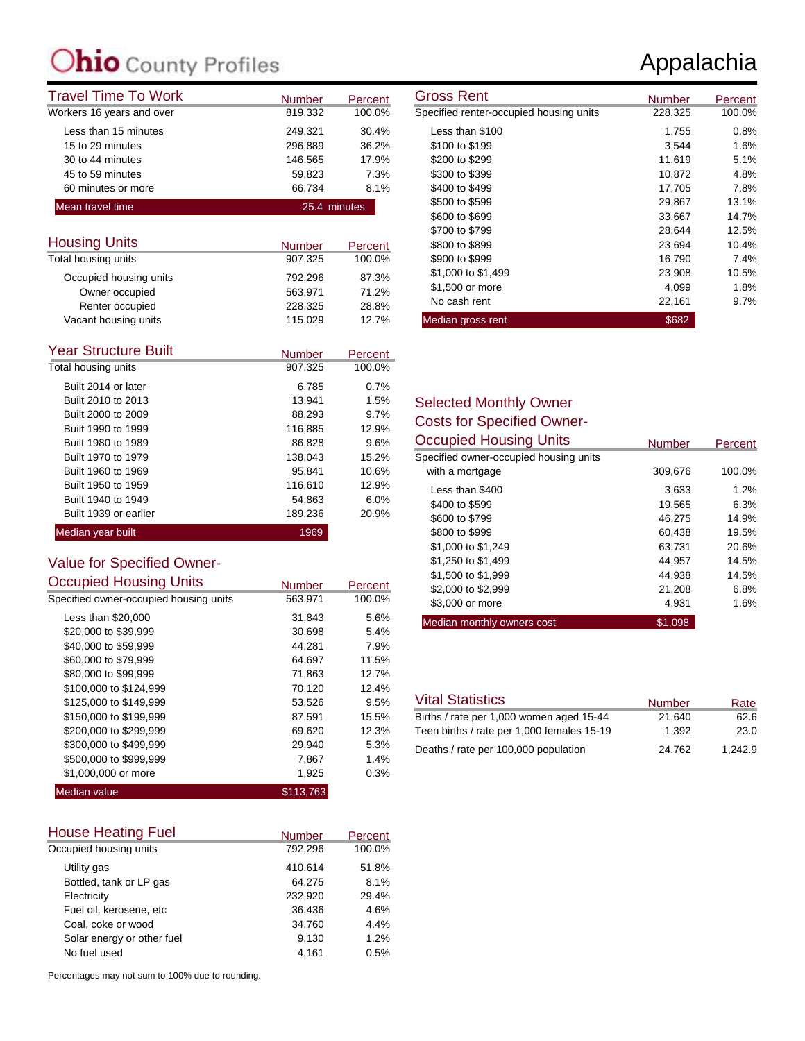# Ohio County Profiles

# Appalachia

## Travel Time To Work

| | Number | Percent |
|---|---|---|
| Workers 16 years and over | 819,332 | 100.0% |
| Less than 15 minutes | 249,321 | 30.4% |
| 15 to 29 minutes | 296,889 | 36.2% |
| 30 to 44 minutes | 146,565 | 17.9% |
| 45 to 59 minutes | 59,823 | 7.3% |
| 60 minutes or more | 66,734 | 8.1% |
| Mean travel time | 25.4 minutes | |

## Housing Units

| | Number | Percent |
|---|---|---|
| Total housing units | 907,325 | 100.0% |
| Occupied housing units | 792,296 | 87.3% |
| Owner occupied | 563,971 | 71.2% |
| Renter occupied | 228,325 | 28.8% |
| Vacant housing units | 115,029 | 12.7% |

## Year Structure Built

| | Number | Percent |
|---|---|---|
| Total housing units | 907,325 | 100.0% |
| Built 2014 or later | 6,785 | 0.7% |
| Built 2010 to 2013 | 13,941 | 1.5% |
| Built 2000 to 2009 | 88,293 | 9.7% |
| Built 1990 to 1999 | 116,885 | 12.9% |
| Built 1980 to 1989 | 86,828 | 9.6% |
| Built 1970 to 1979 | 138,043 | 15.2% |
| Built 1960 to 1969 | 95,841 | 10.6% |
| Built 1950 to 1959 | 116,610 | 12.9% |
| Built 1940 to 1949 | 54,863 | 6.0% |
| Built 1939 or earlier | 189,236 | 20.9% |
| Median year built | 1969 | |

## Value for Specified Owner-Occupied Housing Units

| | Number | Percent |
|---|---|---|
| Specified owner-occupied housing units | 563,971 | 100.0% |
| Less than $20,000 | 31,843 | 5.6% |
| $20,000 to $39,999 | 30,698 | 5.4% |
| $40,000 to $59,999 | 44,281 | 7.9% |
| $60,000 to $79,999 | 64,697 | 11.5% |
| $80,000 to $99,999 | 71,863 | 12.7% |
| $100,000 to $124,999 | 70,120 | 12.4% |
| $125,000 to $149,999 | 53,526 | 9.5% |
| $150,000 to $199,999 | 87,591 | 15.5% |
| $200,000 to $299,999 | 69,620 | 12.3% |
| $300,000 to $499,999 | 29,940 | 5.3% |
| $500,000 to $999,999 | 7,867 | 1.4% |
| $1,000,000 or more | 1,925 | 0.3% |
| Median value | $113,763 | |

## House Heating Fuel

| | Number | Percent |
|---|---|---|
| Occupied housing units | 792,296 | 100.0% |
| Utility gas | 410,614 | 51.8% |
| Bottled, tank or LP gas | 64,275 | 8.1% |
| Electricity | 232,920 | 29.4% |
| Fuel oil, kerosene, etc | 36,436 | 4.6% |
| Coal, coke or wood | 34,760 | 4.4% |
| Solar energy or other fuel | 9,130 | 1.2% |
| No fuel used | 4,161 | 0.5% |

Percentages may not sum to 100% due to rounding.

## Gross Rent

| | Number | Percent |
|---|---|---|
| Specified renter-occupied housing units | 228,325 | 100.0% |
| Less than $100 | 1,755 | 0.8% |
| $100 to $199 | 3,544 | 1.6% |
| $200 to $299 | 11,619 | 5.1% |
| $300 to $399 | 10,872 | 4.8% |
| $400 to $499 | 17,705 | 7.8% |
| $500 to $599 | 29,867 | 13.1% |
| $600 to $699 | 33,667 | 14.7% |
| $700 to $799 | 28,644 | 12.5% |
| $800 to $899 | 23,694 | 10.4% |
| $900 to $999 | 16,790 | 7.4% |
| $1,000 to $1,499 | 23,908 | 10.5% |
| $1,500 or more | 4,099 | 1.8% |
| No cash rent | 22,161 | 9.7% |
| Median gross rent | $682 | |

## Selected Monthly Owner Costs for Specified Owner-Occupied Housing Units

| | Number | Percent |
|---|---|---|
| Specified owner-occupied housing units with a mortgage | 309,676 | 100.0% |
| Less than $400 | 3,633 | 1.2% |
| $400 to $599 | 19,565 | 6.3% |
| $600 to $799 | 46,275 | 14.9% |
| $800 to $999 | 60,438 | 19.5% |
| $1,000 to $1,249 | 63,731 | 20.6% |
| $1,250 to $1,499 | 44,957 | 14.5% |
| $1,500 to $1,999 | 44,938 | 14.5% |
| $2,000 to $2,999 | 21,208 | 6.8% |
| $3,000 or more | 4,931 | 1.6% |
| Median monthly owners cost | $1,098 | |

## Vital Statistics

| | Number | Rate |
|---|---|---|
| Births / rate per 1,000 women aged 15-44 | 21,640 | 62.6 |
| Teen births / rate per 1,000 females 15-19 | 1,392 | 23.0 |
| Deaths / rate per 100,000 population | 24,762 | 1,242.9 |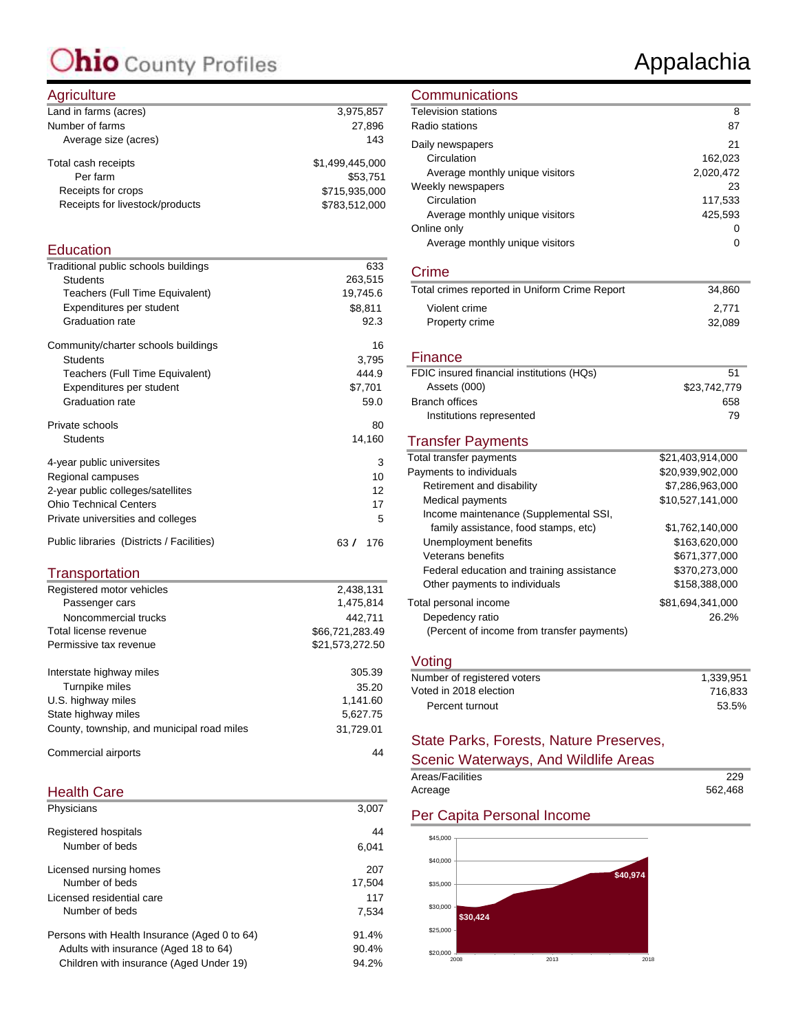# Ohio County Profiles

# Appalachia

## Agriculture

| | |
|---|---|
| Land in farms (acres) | 3,975,857 |
| Number of farms | 27,896 |
| Average size (acres) | 143 |
| Total cash receipts | $1,499,445,000 |
| Per farm | $53,751 |
| Receipts for crops | $715,935,000 |
| Receipts for livestock/products | $783,512,000 |

## Education

| | |
|---|---|
| Traditional public schools buildings | 633 |
| Students | 263,515 |
| Teachers (Full Time Equivalent) | 19,745.6 |
| Expenditures per student | $8,811 |
| Graduation rate | 92.3 |
| Community/charter schools buildings | 16 |
| Students | 3,795 |
| Teachers (Full Time Equivalent) | 444.9 |
| Expenditures per student | $7,701 |
| Graduation rate | 59.0 |
| Private schools | 80 |
| Students | 14,160 |
| 4-year public universites | 3 |
| Regional campuses | 10 |
| 2-year public colleges/satellites | 12 |
| Ohio Technical Centers | 17 |
| Private universities and colleges | 5 |
| Public libraries (Districts / Facilities) | 63 / 176 |

## Transportation

| | |
|---|---|
| Registered motor vehicles | 2,438,131 |
| Passenger cars | 1,475,814 |
| Noncommercial trucks | 442,711 |
| Total license revenue | $66,721,283.49 |
| Permissive tax revenue | $21,573,272.50 |
| Interstate highway miles | 305.39 |
| Turnpike miles | 35.20 |
| U.S. highway miles | 1,141.60 |
| State highway miles | 5,627.75 |
| County, township, and municipal road miles | 31,729.01 |
| Commercial airports | 44 |

## Health Care

| | |
|---|---|
| Physicians | 3,007 |
| Registered hospitals | 44 |
| Number of beds | 6,041 |
| Licensed nursing homes | 207 |
| Number of beds | 17,504 |
| Licensed residential care | 117 |
| Number of beds | 7,534 |
| Persons with Health Insurance (Aged 0 to 64) | 91.4% |
| Adults with insurance (Aged 18 to 64) | 90.4% |
| Children with insurance (Aged Under 19) | 94.2% |

## Communications

| | |
|---|---|
| Television stations | 8 |
| Radio stations | 87 |
| Daily newspapers | 21 |
| Circulation | 162,023 |
| Average monthly unique visitors | 2,020,472 |
| Weekly newspapers | 23 |
| Circulation | 117,533 |
| Average monthly unique visitors | 425,593 |
| Online only | 0 |
| Average monthly unique visitors | 0 |

## Crime

| | |
|---|---|
| Total crimes reported in Uniform Crime Report | 34,860 |
| Violent crime | 2,771 |
| Property crime | 32,089 |

## Finance

| | |
|---|---|
| FDIC insured financial institutions (HQs) | 51 |
| Assets (000) | $23,742,779 |
| Branch offices | 658 |
| Institutions represented | 79 |

## Transfer Payments

| | |
|---|---|
| Total transfer payments | $21,403,914,000 |
| Payments to individuals | $20,939,902,000 |
| Retirement and disability | $7,286,963,000 |
| Medical payments | $10,527,141,000 |
| Income maintenance (Supplemental SSI, family assistance, food stamps, etc) | $1,762,140,000 |
| Unemployment benefits | $163,620,000 |
| Veterans benefits | $671,377,000 |
| Federal education and training assistance | $370,273,000 |
| Other payments to individuals | $158,388,000 |
| Total personal income | $81,694,341,000 |
| Depedency ratio | 26.2% |
| (Percent of income from transfer payments) | |

## Voting

| | |
|---|---|
| Number of registered voters | 1,339,951 |
| Voted in 2018 election | 716,833 |
| Percent turnout | 53.5% |

## State Parks, Forests, Nature Preserves, Scenic Waterways, And Wildlife Areas

| | |
|---|---|
| Areas/Facilities | 229 |
| Acreage | 562,468 |

## Per Capita Personal Income

2008: $30,424; 2018: $40,974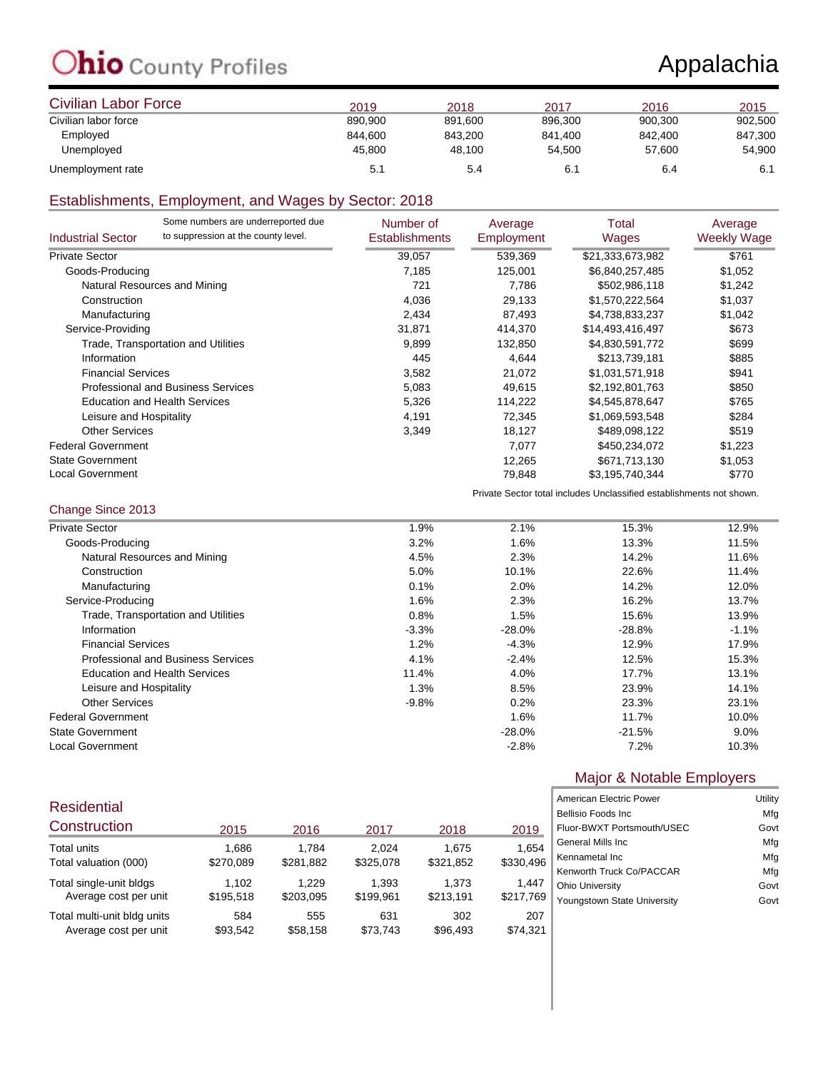# Ohio County Profiles — Appalachia

## Civilian Labor Force

| | 2019 | 2018 | 2017 | 2016 | 2015 |
|---|---|---|---|---|---|
| Civilian labor force | 890,900 | 891,600 | 896,300 | 900,300 | 902,500 |
| Employed | 844,600 | 843,200 | 841,400 | 842,400 | 847,300 |
| Unemployed | 45,800 | 48,100 | 54,500 | 57,600 | 54,900 |
| Unemployment rate | 5.1 | 5.4 | 6.1 | 6.4 | 6.1 |

## Establishments, Employment, and Wages by Sector: 2018

Some numbers are underreported due to suppression at the county level.

| Industrial Sector | Number of Establishments | Average Employment | Total Wages | Average Weekly Wage |
|---|---|---|---|---|
| Private Sector | 39,057 | 539,369 | $21,333,673,982 | $761 |
| Goods-Producing | 7,185 | 125,001 | $6,840,257,485 | $1,052 |
| Natural Resources and Mining | 721 | 7,786 | $502,986,118 | $1,242 |
| Construction | 4,036 | 29,133 | $1,570,222,564 | $1,037 |
| Manufacturing | 2,434 | 87,493 | $4,738,833,237 | $1,042 |
| Service-Providing | 31,871 | 414,370 | $14,493,416,497 | $673 |
| Trade, Transportation and Utilities | 9,899 | 132,850 | $4,830,591,772 | $699 |
| Information | 445 | 4,644 | $213,739,181 | $885 |
| Financial Services | 3,582 | 21,072 | $1,031,571,918 | $941 |
| Professional and Business Services | 5,083 | 49,615 | $2,192,801,763 | $850 |
| Education and Health Services | 5,326 | 114,222 | $4,545,878,647 | $765 |
| Leisure and Hospitality | 4,191 | 72,345 | $1,069,593,548 | $284 |
| Other Services | 3,349 | 18,127 | $489,098,122 | $519 |
| Federal Government | | 7,077 | $450,234,072 | $1,223 |
| State Government | | 12,265 | $671,713,130 | $1,053 |
| Local Government | | 79,848 | $3,195,740,344 | $770 |

Private Sector total includes Unclassified establishments not shown.

### Change Since 2013

| Industrial Sector | Number of Establishments | Average Employment | Total Wages | Average Weekly Wage |
|---|---|---|---|---|
| Private Sector | 1.9% | 2.1% | 15.3% | 12.9% |
| Goods-Producing | 3.2% | 1.6% | 13.3% | 11.5% |
| Natural Resources and Mining | 4.5% | 2.3% | 14.2% | 11.6% |
| Construction | 5.0% | 10.1% | 22.6% | 11.4% |
| Manufacturing | 0.1% | 2.0% | 14.2% | 12.0% |
| Service-Producing | 1.6% | 2.3% | 16.2% | 13.7% |
| Trade, Transportation and Utilities | 0.8% | 1.5% | 15.6% | 13.9% |
| Information | -3.3% | -28.0% | -28.8% | -1.1% |
| Financial Services | 1.2% | -4.3% | 12.9% | 17.9% |
| Professional and Business Services | 4.1% | -2.4% | 12.5% | 15.3% |
| Education and Health Services | 11.4% | 4.0% | 17.7% | 13.1% |
| Leisure and Hospitality | 1.3% | 8.5% | 23.9% | 14.1% |
| Other Services | -9.8% | 0.2% | 23.3% | 23.1% |
| Federal Government | | 1.6% | 11.7% | 10.0% |
| State Government | | -28.0% | -21.5% | 9.0% |
| Local Government | | -2.8% | 7.2% | 10.3% |

## Residential Construction

| | 2015 | 2016 | 2017 | 2018 | 2019 |
|---|---|---|---|---|---|
| Total units | 1,686 | 1,784 | 2,024 | 1,675 | 1,654 |
| Total valuation (000) | $270,089 | $281,882 | $325,078 | $321,852 | $330,496 |
| Total single-unit bldgs | 1,102 | 1,229 | 1,393 | 1,373 | 1,447 |
| Average cost per unit | $195,518 | $203,095 | $199,961 | $213,191 | $217,769 |
| Total multi-unit bldg units | 584 | 555 | 631 | 302 | 207 |
| Average cost per unit | $93,542 | $58,158 | $73,743 | $96,493 | $74,321 |

## Major & Notable Employers

| | |
|---|---|
| American Electric Power | Utility |
| Bellisio Foods Inc | Mfg |
| Fluor-BWXT Portsmouth/USEC | Govt |
| General Mills Inc | Mfg |
| Kennametal Inc | Mfg |
| Kenworth Truck Co/PACCAR | Mfg |
| Ohio University | Govt |
| Youngstown State University | Govt |